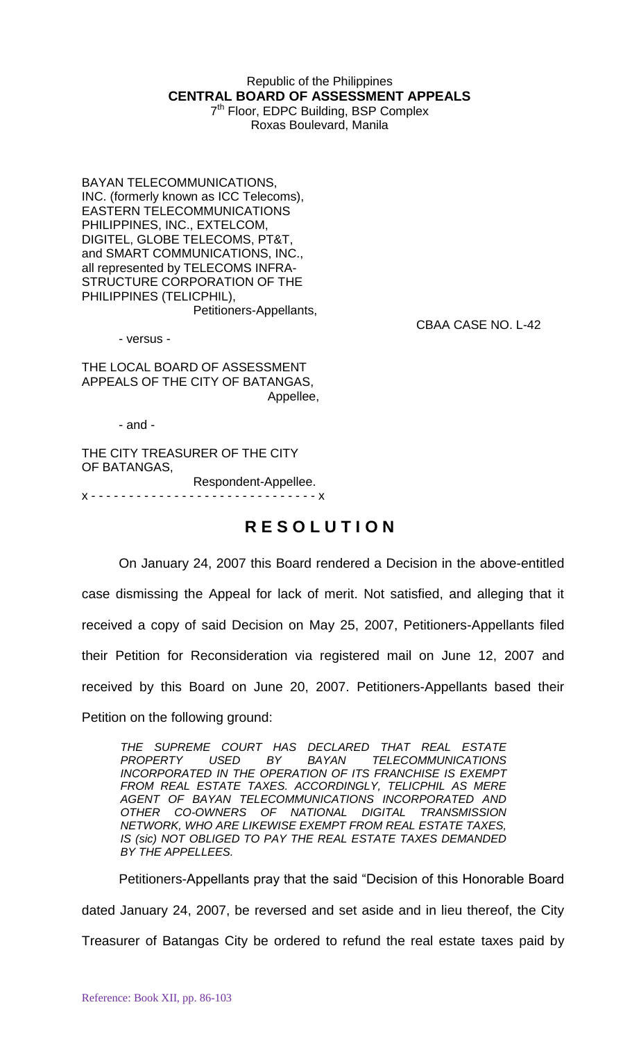Republic of the Philippines
**CENTRAL BOARD OF ASSESSMENT APPEALS**
7th Floor, EDPC Building, BSP Complex
Roxas Boulevard, Manila

BAYAN TELECOMMUNICATIONS, INC. (formerly known as ICC Telecoms), EASTERN TELECOMMUNICATIONS PHILIPPINES, INC., EXTELCOM, DIGITEL, GLOBE TELECOMS, PT&T, and SMART COMMUNICATIONS, INC., all represented by TELECOMS INFRA-STRUCTURE CORPORATION OF THE PHILIPPINES (TELICPHIL),
Petitioners-Appellants,

CBAA CASE NO. L-42

- versus -

THE LOCAL BOARD OF ASSESSMENT APPEALS OF THE CITY OF BATANGAS,
Appellee,

- and -

THE CITY TREASURER OF THE CITY OF BATANGAS,
Respondent-Appellee.

x - - - - - - - - - - - - - - - - - - - - - - - - - - - - - x

# R E S O L U T I O N

On January 24, 2007 this Board rendered a Decision in the above-entitled case dismissing the Appeal for lack of merit. Not satisfied, and alleging that it received a copy of said Decision on May 25, 2007, Petitioners-Appellants filed their Petition for Reconsideration via registered mail on June 12, 2007 and received by this Board on June 20, 2007. Petitioners-Appellants based their Petition on the following ground:

> *THE SUPREME COURT HAS DECLARED THAT REAL ESTATE PROPERTY USED BY BAYAN TELECOMMUNICATIONS INCORPORATED IN THE OPERATION OF ITS FRANCHISE IS EXEMPT FROM REAL ESTATE TAXES. ACCORDINGLY, TELICPHIL AS MERE AGENT OF BAYAN TELECOMMUNICATIONS INCORPORATED AND OTHER CO-OWNERS OF NATIONAL DIGITAL TRANSMISSION NETWORK, WHO ARE LIKEWISE EXEMPT FROM REAL ESTATE TAXES, IS (sic) NOT OBLIGED TO PAY THE REAL ESTATE TAXES DEMANDED BY THE APPELLEES.*

Petitioners-Appellants pray that the said "Decision of this Honorable Board dated January 24, 2007, be reversed and set aside and in lieu thereof, the City Treasurer of Batangas City be ordered to refund the real estate taxes paid by

Reference: Book XII, pp. 86-103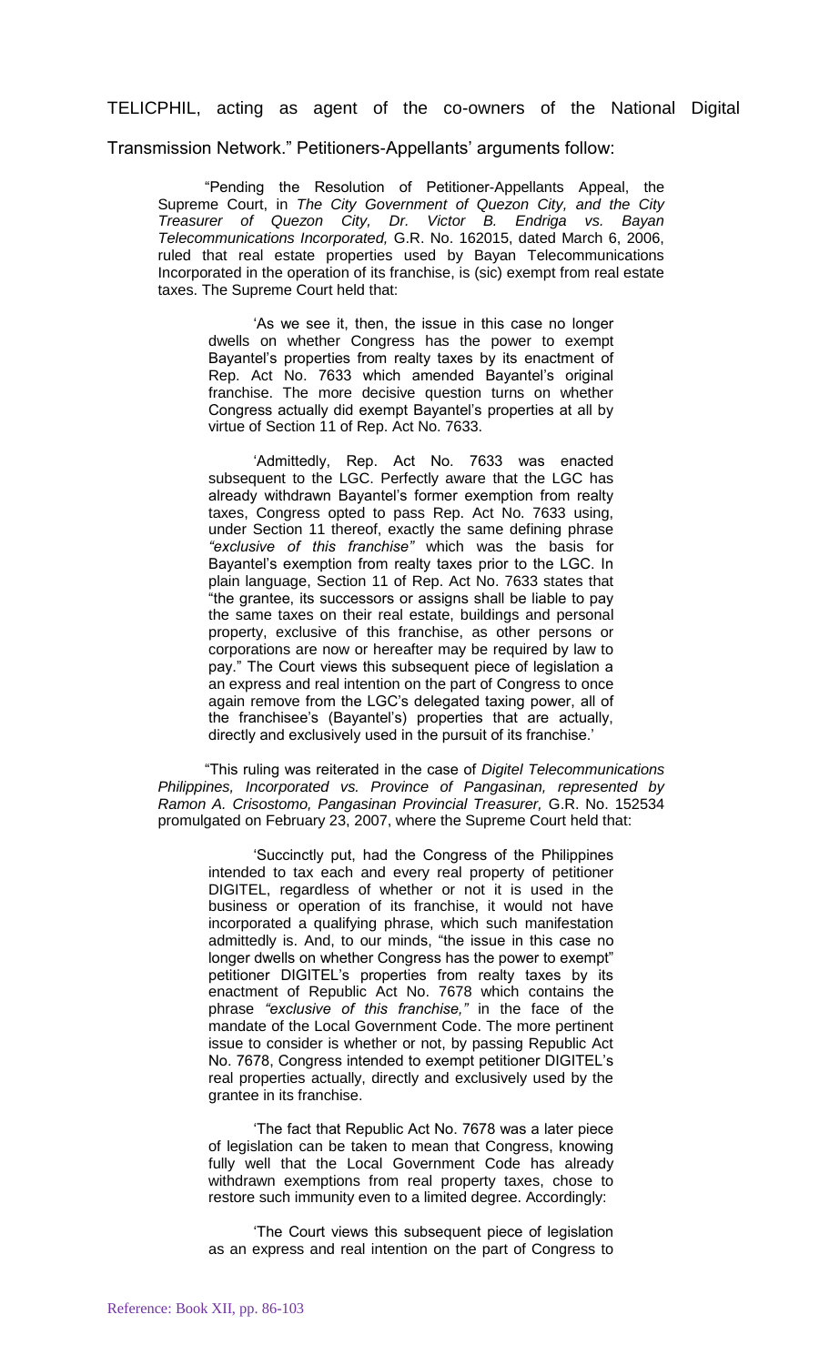TELICPHIL, acting as agent of the co-owners of the National Digital Transmission Network." Petitioners-Appellants' arguments follow:

> "Pending the Resolution of Petitioner-Appellants Appeal, the Supreme Court, in *The City Government of Quezon City, and the City Treasurer of Quezon City, Dr. Victor B. Endriga vs. Bayan Telecommunications Incorporated,* G.R. No. 162015, dated March 6, 2006, ruled that real estate properties used by Bayan Telecommunications Incorporated in the operation of its franchise, is (sic) exempt from real estate taxes. The Supreme Court held that:
>
> > 'As we see it, then, the issue in this case no longer dwells on whether Congress has the power to exempt Bayantel's properties from realty taxes by its enactment of Rep. Act No. 7633 which amended Bayantel's original franchise. The more decisive question turns on whether Congress actually did exempt Bayantel's properties at all by virtue of Section 11 of Rep. Act No. 7633.
> >
> > 'Admittedly, Rep. Act No. 7633 was enacted subsequent to the LGC. Perfectly aware that the LGC has already withdrawn Bayantel's former exemption from realty taxes, Congress opted to pass Rep. Act No. 7633 using, under Section 11 thereof, exactly the same defining phrase *"exclusive of this franchise"* which was the basis for Bayantel's exemption from realty taxes prior to the LGC. In plain language, Section 11 of Rep. Act No. 7633 states that "the grantee, its successors or assigns shall be liable to pay the same taxes on their real estate, buildings and personal property, exclusive of this franchise, as other persons or corporations are now or hereafter may be required by law to pay." The Court views this subsequent piece of legislation a an express and real intention on the part of Congress to once again remove from the LGC's delegated taxing power, all of the franchisee's (Bayantel's) properties that are actually, directly and exclusively used in the pursuit of its franchise.'
>
> "This ruling was reiterated in the case of *Digitel Telecommunications Philippines, Incorporated vs. Province of Pangasinan, represented by Ramon A. Crisostomo, Pangasinan Provincial Treasurer,* G.R. No. 152534 promulgated on February 23, 2007, where the Supreme Court held that:
>
> > 'Succinctly put, had the Congress of the Philippines intended to tax each and every real property of petitioner DIGITEL, regardless of whether or not it is used in the business or operation of its franchise, it would not have incorporated a qualifying phrase, which such manifestation admittedly is. And, to our minds, "the issue in this case no longer dwells on whether Congress has the power to exempt" petitioner DIGITEL's properties from realty taxes by its enactment of Republic Act No. 7678 which contains the phrase *"exclusive of this franchise,"* in the face of the mandate of the Local Government Code. The more pertinent issue to consider is whether or not, by passing Republic Act No. 7678, Congress intended to exempt petitioner DIGITEL's real properties actually, directly and exclusively used by the grantee in its franchise.
> >
> > 'The fact that Republic Act No. 7678 was a later piece of legislation can be taken to mean that Congress, knowing fully well that the Local Government Code has already withdrawn exemptions from real property taxes, chose to restore such immunity even to a limited degree. Accordingly:
> >
> > 'The Court views this subsequent piece of legislation as an express and real intention on the part of Congress to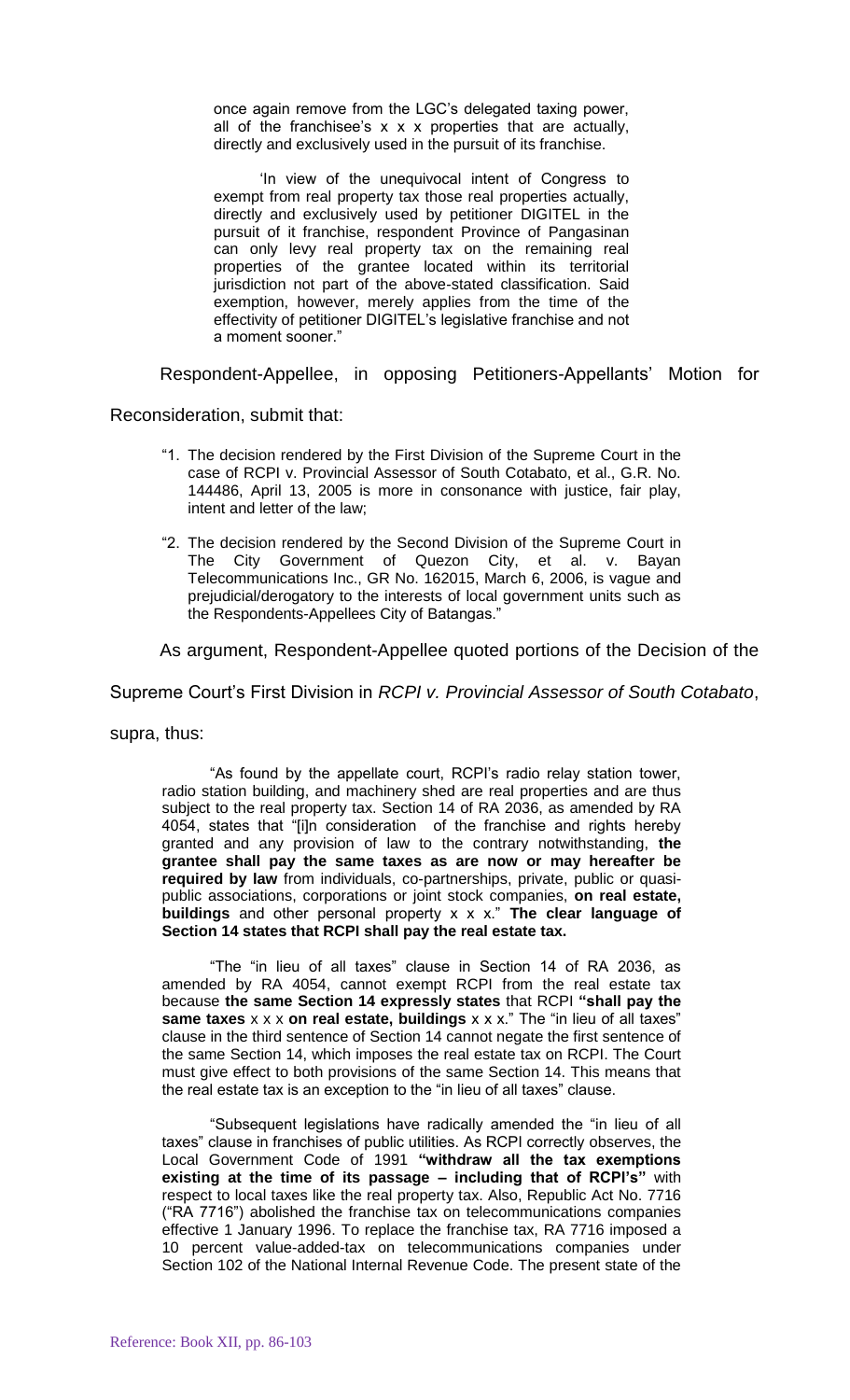> once again remove from the LGC's delegated taxing power, all of the franchisee's x x x properties that are actually, directly and exclusively used in the pursuit of its franchise.
>
> 'In view of the unequivocal intent of Congress to exempt from real property tax those real properties actually, directly and exclusively used by petitioner DIGITEL in the pursuit of it franchise, respondent Province of Pangasinan can only levy real property tax on the remaining real properties of the grantee located within its territorial jurisdiction not part of the above-stated classification. Said exemption, however, merely applies from the time of the effectivity of petitioner DIGITEL's legislative franchise and not a moment sooner."

Respondent-Appellee, in opposing Petitioners-Appellants' Motion for Reconsideration, submit that:

> "1. The decision rendered by the First Division of the Supreme Court in the case of RCPI v. Provincial Assessor of South Cotabato, et al., G.R. No. 144486, April 13, 2005 is more in consonance with justice, fair play, intent and letter of the law;
>
> "2. The decision rendered by the Second Division of the Supreme Court in The City Government of Quezon City, et al. v. Bayan Telecommunications Inc., GR No. 162015, March 6, 2006, is vague and prejudicial/derogatory to the interests of local government units such as the Respondents-Appellees City of Batangas."

As argument, Respondent-Appellee quoted portions of the Decision of the Supreme Court's First Division in *RCPI v. Provincial Assessor of South Cotabato*, supra, thus:

> "As found by the appellate court, RCPI's radio relay station tower, radio station building, and machinery shed are real properties and are thus subject to the real property tax. Section 14 of RA 2036, as amended by RA 4054, states that "[i]n consideration of the franchise and rights hereby granted and any provision of law to the contrary notwithstanding, **the grantee shall pay the same taxes as are now or may hereafter be required by law** from individuals, co-partnerships, private, public or quasi-public associations, corporations or joint stock companies, **on real estate, buildings** and other personal property x x x." **The clear language of Section 14 states that RCPI shall pay the real estate tax.**
>
> "The "in lieu of all taxes" clause in Section 14 of RA 2036, as amended by RA 4054, cannot exempt RCPI from the real estate tax because **the same Section 14 expressly states** that RCPI **"shall pay the same taxes** x x x **on real estate, buildings** x x x." The "in lieu of all taxes" clause in the third sentence of Section 14 cannot negate the first sentence of the same Section 14, which imposes the real estate tax on RCPI. The Court must give effect to both provisions of the same Section 14. This means that the real estate tax is an exception to the "in lieu of all taxes" clause.
>
> "Subsequent legislations have radically amended the "in lieu of all taxes" clause in franchises of public utilities. As RCPI correctly observes, the Local Government Code of 1991 **"withdraw all the tax exemptions existing at the time of its passage – including that of RCPI's"** with respect to local taxes like the real property tax. Also, Republic Act No. 7716 ("RA 7716") abolished the franchise tax on telecommunications companies effective 1 January 1996. To replace the franchise tax, RA 7716 imposed a 10 percent value-added-tax on telecommunications companies under Section 102 of the National Internal Revenue Code. The present state of the

Reference: Book XII, pp. 86-103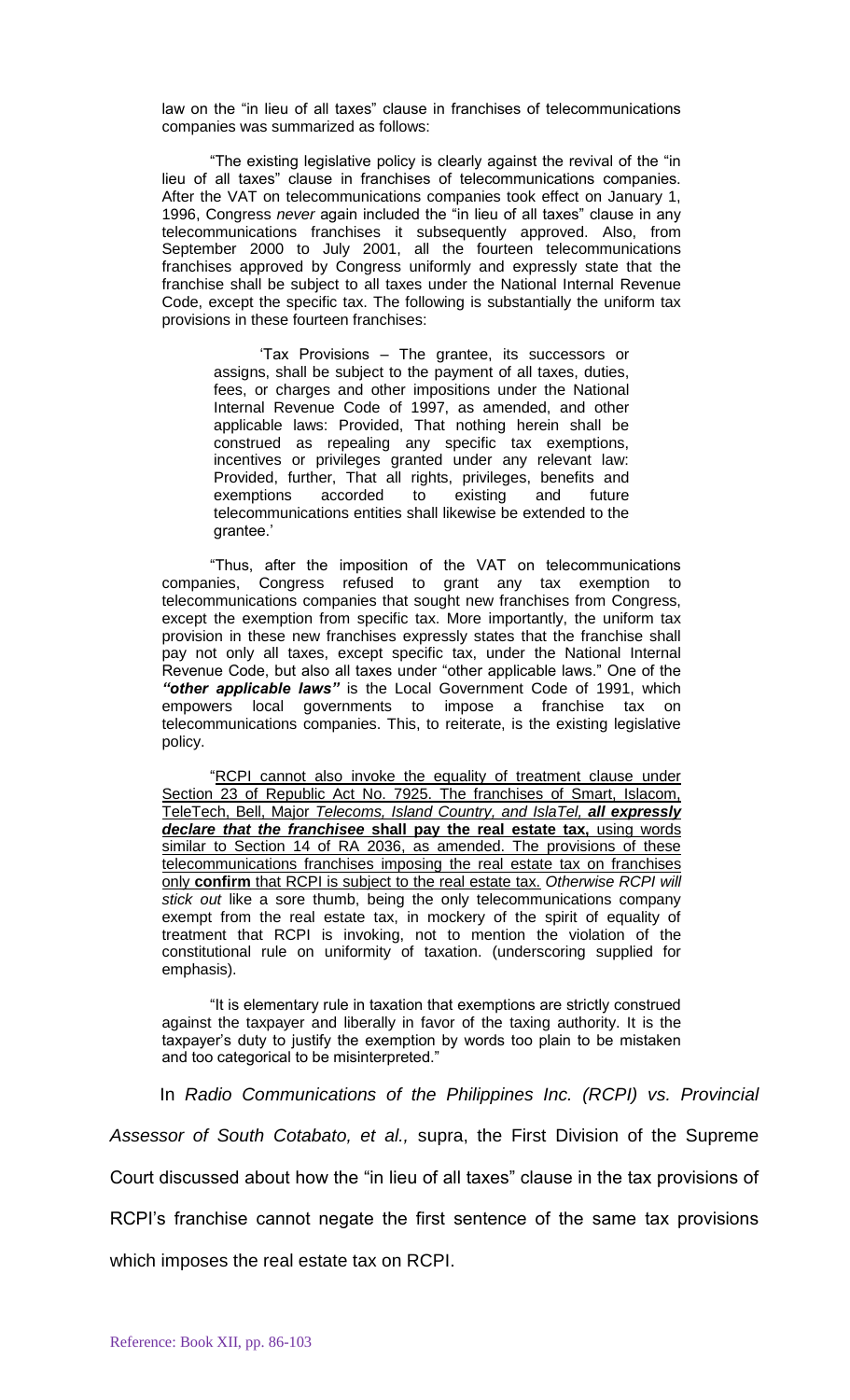law on the "in lieu of all taxes" clause in franchises of telecommunications companies was summarized as follows:

"The existing legislative policy is clearly against the revival of the "in lieu of all taxes" clause in franchises of telecommunications companies. After the VAT on telecommunications companies took effect on January 1, 1996, Congress *never* again included the "in lieu of all taxes" clause in any telecommunications franchises it subsequently approved. Also, from September 2000 to July 2001, all the fourteen telecommunications franchises approved by Congress uniformly and expressly state that the franchise shall be subject to all taxes under the National Internal Revenue Code, except the specific tax. The following is substantially the uniform tax provisions in these fourteen franchises:

> 'Tax Provisions – The grantee, its successors or assigns, shall be subject to the payment of all taxes, duties, fees, or charges and other impositions under the National Internal Revenue Code of 1997, as amended, and other applicable laws: Provided, That nothing herein shall be construed as repealing any specific tax exemptions, incentives or privileges granted under any relevant law: Provided, further, That all rights, privileges, benefits and exemptions accorded to existing and future telecommunications entities shall likewise be extended to the grantee.'

"Thus, after the imposition of the VAT on telecommunications companies, Congress refused to grant any tax exemption to telecommunications companies that sought new franchises from Congress, except the exemption from specific tax. More importantly, the uniform tax provision in these new franchises expressly states that the franchise shall pay not only all taxes, except specific tax, under the National Internal Revenue Code, but also all taxes under "other applicable laws." One of the ***"other applicable laws"*** is the Local Government Code of 1991, which empowers local governments to impose a franchise tax on telecommunications companies. This, to reiterate, is the existing legislative policy.

"<u>RCPI cannot also invoke the equality of treatment clause under Section 23 of Republic Act No. 7925. The franchises of Smart, Islacom, TeleTech, Bell, Major *Telecoms, Island Country, and IslaTel, **all expressly declare that the franchisee*** **shall pay the real estate tax,** using words similar to Section 14 of RA 2036, as amended. The provisions of these telecommunications franchises imposing the real estate tax on franchises only **confirm** that RCPI is subject to the real estate tax.</u> *Otherwise RCPI will stick out* like a sore thumb, being the only telecommunications company exempt from the real estate tax, in mockery of the spirit of equality of treatment that RCPI is invoking, not to mention the violation of the constitutional rule on uniformity of taxation. (underscoring supplied for emphasis).

"It is elementary rule in taxation that exemptions are strictly construed against the taxpayer and liberally in favor of the taxing authority. It is the taxpayer's duty to justify the exemption by words too plain to be mistaken and too categorical to be misinterpreted."

In *Radio Communications of the Philippines Inc. (RCPI) vs. Provincial Assessor of South Cotabato, et al.,* supra, the First Division of the Supreme Court discussed about how the "in lieu of all taxes" clause in the tax provisions of RCPI's franchise cannot negate the first sentence of the same tax provisions which imposes the real estate tax on RCPI.

Reference: Book XII, pp. 86-103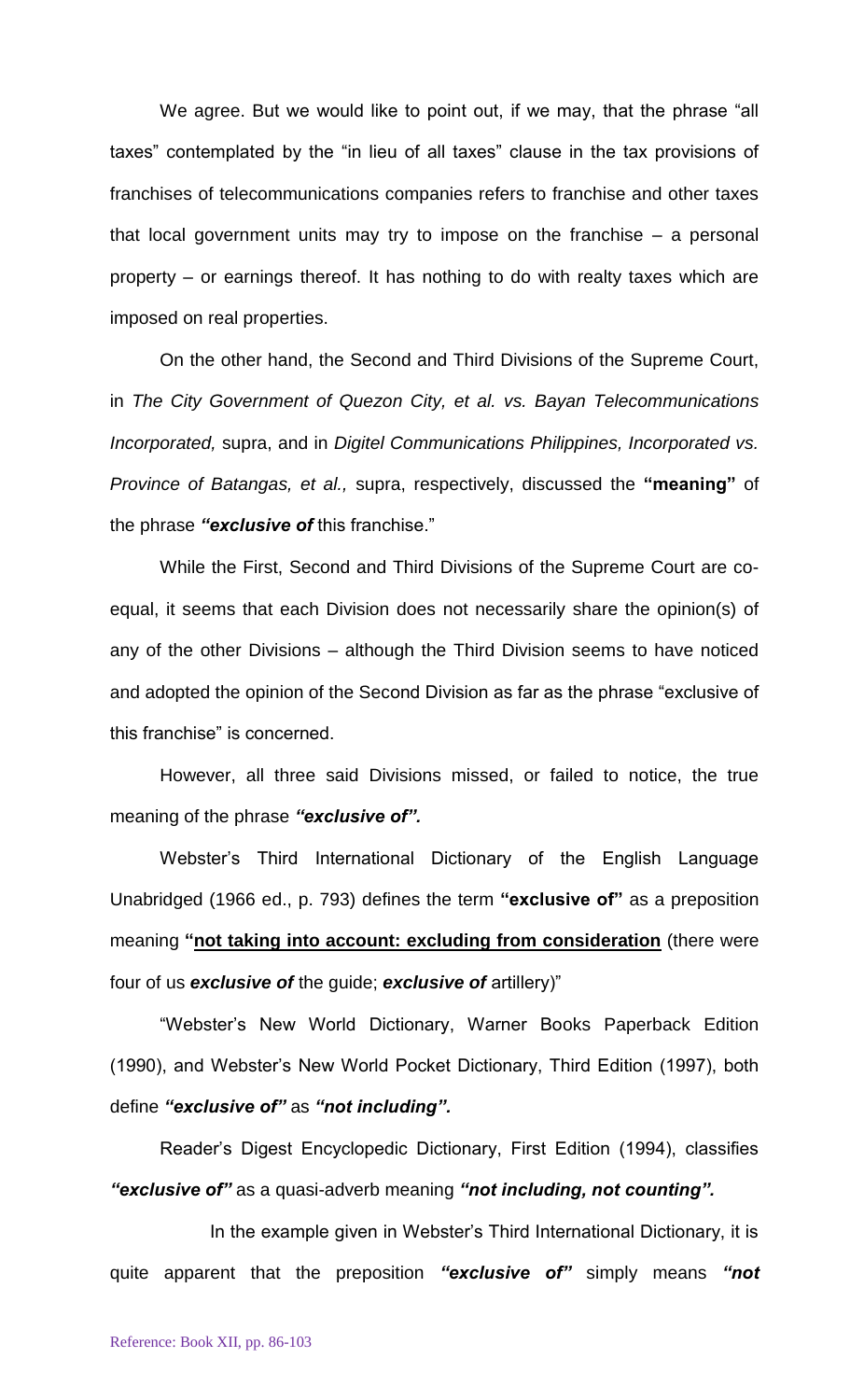We agree. But we would like to point out, if we may, that the phrase "all taxes" contemplated by the "in lieu of all taxes" clause in the tax provisions of franchises of telecommunications companies refers to franchise and other taxes that local government units may try to impose on the franchise – a personal property – or earnings thereof. It has nothing to do with realty taxes which are imposed on real properties.

On the other hand, the Second and Third Divisions of the Supreme Court, in *The City Government of Quezon City, et al. vs. Bayan Telecommunications Incorporated,* supra, and in *Digitel Communications Philippines, Incorporated vs. Province of Batangas, et al.,* supra, respectively, discussed the **"meaning"** of the phrase ***"exclusive of*** this franchise."

While the First, Second and Third Divisions of the Supreme Court are co-equal, it seems that each Division does not necessarily share the opinion(s) of any of the other Divisions – although the Third Division seems to have noticed and adopted the opinion of the Second Division as far as the phrase "exclusive of this franchise" is concerned.

However, all three said Divisions missed, or failed to notice, the true meaning of the phrase ***"exclusive of".***

Webster's Third International Dictionary of the English Language Unabridged (1966 ed., p. 793) defines the term **"exclusive of"** as a preposition meaning **"<u>not taking into account: excluding from consideration</u>** (there were four of us ***exclusive of*** the guide; ***exclusive of*** artillery)"

"Webster's New World Dictionary, Warner Books Paperback Edition (1990), and Webster's New World Pocket Dictionary, Third Edition (1997), both define ***"exclusive of"*** as ***"not including".***

Reader's Digest Encyclopedic Dictionary, First Edition (1994), classifies ***"exclusive of"*** as a quasi-adverb meaning ***"not including, not counting".***

In the example given in Webster's Third International Dictionary, it is quite apparent that the preposition ***"exclusive of"*** simply means ***"not***

Reference: Book XII, pp. 86-103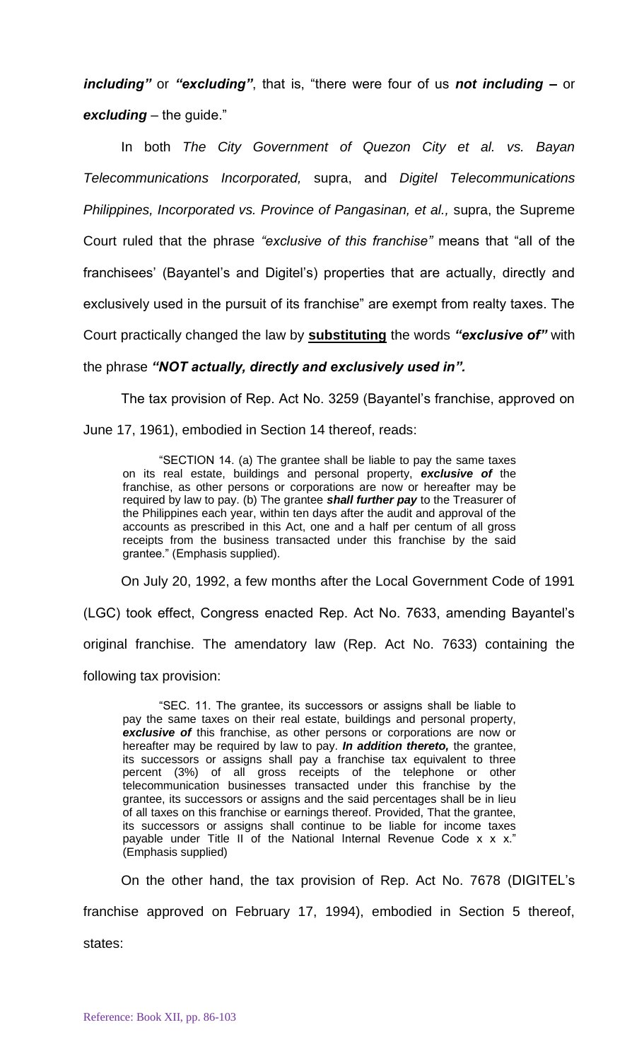***including"*** or ***"excluding"***, that is, "there were four of us ***not including –*** or ***excluding*** – the guide."

In both *The City Government of Quezon City et al. vs. Bayan Telecommunications Incorporated,* supra, and *Digitel Telecommunications Philippines, Incorporated vs. Province of Pangasinan, et al.,* supra, the Supreme Court ruled that the phrase *"exclusive of this franchise"* means that "all of the franchisees' (Bayantel's and Digitel's) properties that are actually, directly and exclusively used in the pursuit of its franchise" are exempt from realty taxes. The Court practically changed the law by **substituting** the words ***"exclusive of"*** with the phrase ***"NOT actually, directly and exclusively used in".***

The tax provision of Rep. Act No. 3259 (Bayantel's franchise, approved on June 17, 1961), embodied in Section 14 thereof, reads:

> "SECTION 14. (a) The grantee shall be liable to pay the same taxes on its real estate, buildings and personal property, ***exclusive of*** the franchise, as other persons or corporations are now or hereafter may be required by law to pay. (b) The grantee ***shall further pay*** to the Treasurer of the Philippines each year, within ten days after the audit and approval of the accounts as prescribed in this Act, one and a half per centum of all gross receipts from the business transacted under this franchise by the said grantee." (Emphasis supplied).

On July 20, 1992, a few months after the Local Government Code of 1991 (LGC) took effect, Congress enacted Rep. Act No. 7633, amending Bayantel's original franchise. The amendatory law (Rep. Act No. 7633) containing the following tax provision:

> "SEC. 11. The grantee, its successors or assigns shall be liable to pay the same taxes on their real estate, buildings and personal property, ***exclusive of*** this franchise, as other persons or corporations are now or hereafter may be required by law to pay. ***In addition thereto,*** the grantee, its successors or assigns shall pay a franchise tax equivalent to three percent (3%) of all gross receipts of the telephone or other telecommunication businesses transacted under this franchise by the grantee, its successors or assigns and the said percentages shall be in lieu of all taxes on this franchise or earnings thereof. Provided, That the grantee, its successors or assigns shall continue to be liable for income taxes payable under Title II of the National Internal Revenue Code x x x." (Emphasis supplied)

On the other hand, the tax provision of Rep. Act No. 7678 (DIGITEL's franchise approved on February 17, 1994), embodied in Section 5 thereof, states:

Reference: Book XII, pp. 86-103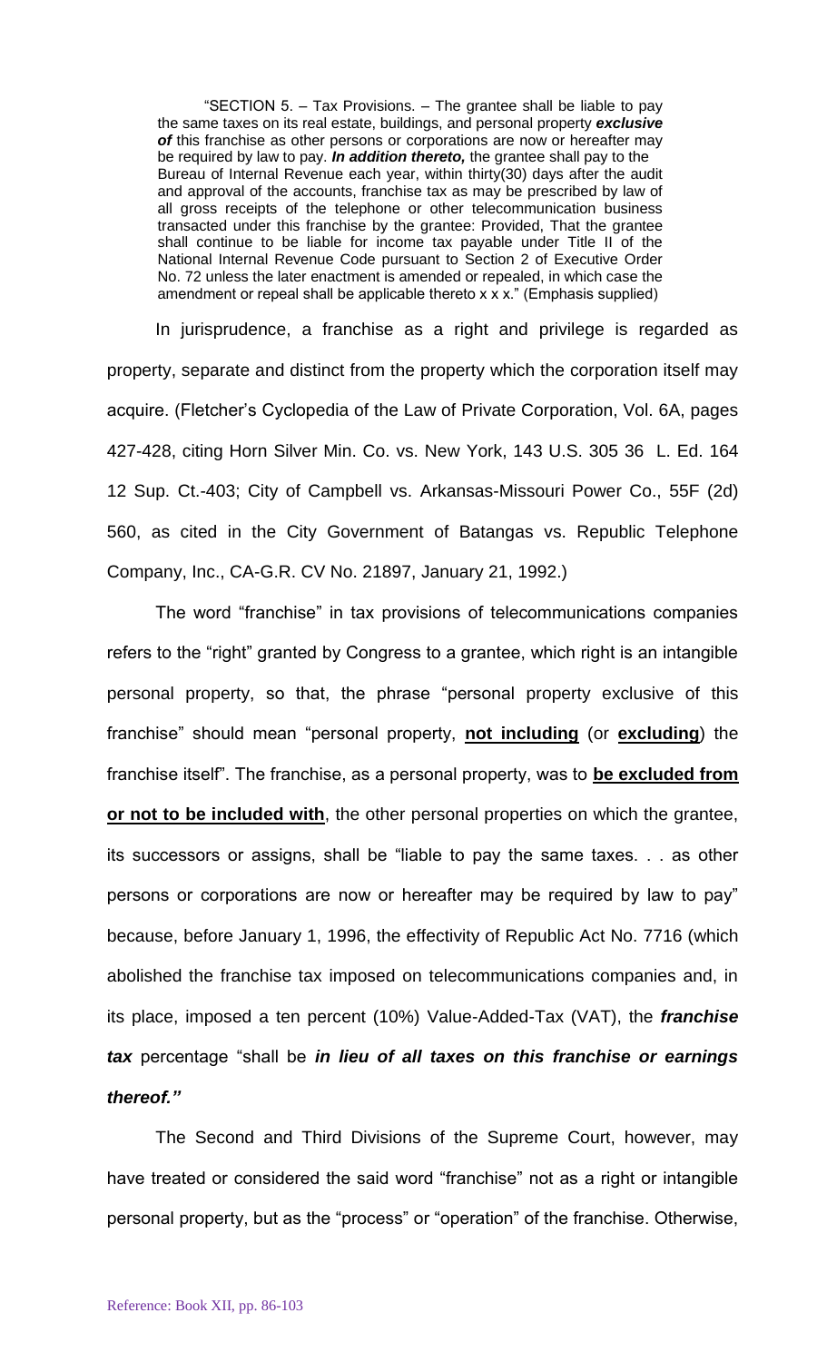"SECTION 5. – Tax Provisions. – The grantee shall be liable to pay the same taxes on its real estate, buildings, and personal property ***exclusive of*** this franchise as other persons or corporations are now or hereafter may be required by law to pay. ***In addition thereto,*** the grantee shall pay to the Bureau of Internal Revenue each year, within thirty(30) days after the audit and approval of the accounts, franchise tax as may be prescribed by law of all gross receipts of the telephone or other telecommunication business transacted under this franchise by the grantee: Provided, That the grantee shall continue to be liable for income tax payable under Title II of the National Internal Revenue Code pursuant to Section 2 of Executive Order No. 72 unless the later enactment is amended or repealed, in which case the amendment or repeal shall be applicable thereto x x x." (Emphasis supplied)

In jurisprudence, a franchise as a right and privilege is regarded as property, separate and distinct from the property which the corporation itself may acquire. (Fletcher's Cyclopedia of the Law of Private Corporation, Vol. 6A, pages 427-428, citing Horn Silver Min. Co. vs. New York, 143 U.S. 305 36 L. Ed. 164 12 Sup. Ct.-403; City of Campbell vs. Arkansas-Missouri Power Co., 55F (2d) 560, as cited in the City Government of Batangas vs. Republic Telephone Company, Inc., CA-G.R. CV No. 21897, January 21, 1992.)

The word "franchise" in tax provisions of telecommunications companies refers to the "right" granted by Congress to a grantee, which right is an intangible personal property, so that, the phrase "personal property exclusive of this franchise" should mean "personal property, **not including** (or **excluding**) the franchise itself". The franchise, as a personal property, was to **be excluded from or not to be included with**, the other personal properties on which the grantee, its successors or assigns, shall be "liable to pay the same taxes. . . as other persons or corporations are now or hereafter may be required by law to pay" because, before January 1, 1996, the effectivity of Republic Act No. 7716 (which abolished the franchise tax imposed on telecommunications companies and, in its place, imposed a ten percent (10%) Value-Added-Tax (VAT), the ***franchise tax*** percentage "shall be ***in lieu of all taxes on this franchise or earnings thereof."***

The Second and Third Divisions of the Supreme Court, however, may have treated or considered the said word "franchise" not as a right or intangible personal property, but as the "process" or "operation" of the franchise. Otherwise,

Reference: Book XII, pp. 86-103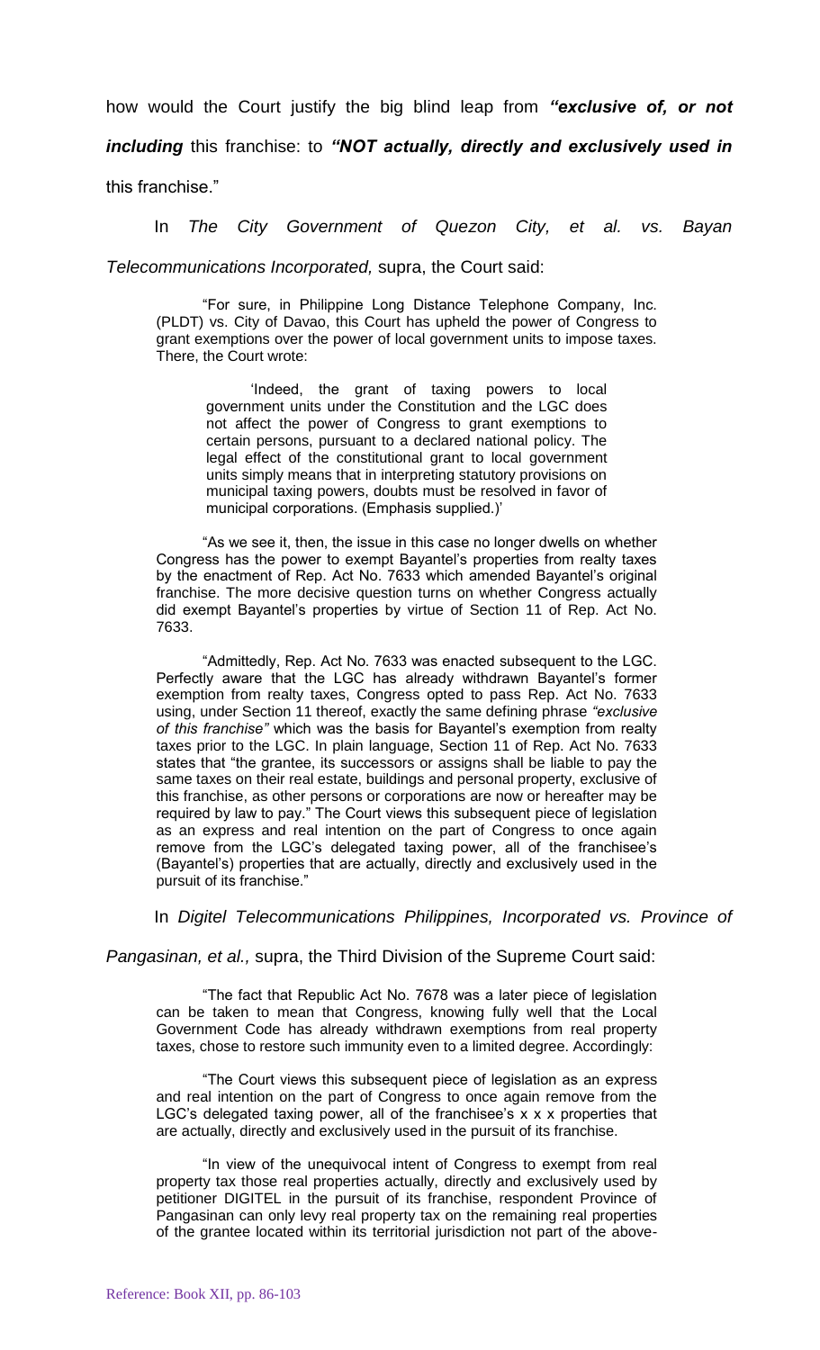how would the Court justify the big blind leap from ***"exclusive of, or not including*** this franchise: to ***"NOT actually, directly and exclusively used in*** this franchise."

In *The City Government of Quezon City, et al. vs. Bayan Telecommunications Incorporated,* supra, the Court said:

> "For sure, in Philippine Long Distance Telephone Company, Inc. (PLDT) vs. City of Davao, this Court has upheld the power of Congress to grant exemptions over the power of local government units to impose taxes. There, the Court wrote:
>
> > 'Indeed, the grant of taxing powers to local government units under the Constitution and the LGC does not affect the power of Congress to grant exemptions to certain persons, pursuant to a declared national policy. The legal effect of the constitutional grant to local government units simply means that in interpreting statutory provisions on municipal taxing powers, doubts must be resolved in favor of municipal corporations. (Emphasis supplied.)'
>
> "As we see it, then, the issue in this case no longer dwells on whether Congress has the power to exempt Bayantel's properties from realty taxes by the enactment of Rep. Act No. 7633 which amended Bayantel's original franchise. The more decisive question turns on whether Congress actually did exempt Bayantel's properties by virtue of Section 11 of Rep. Act No. 7633.
>
> "Admittedly, Rep. Act No. 7633 was enacted subsequent to the LGC. Perfectly aware that the LGC has already withdrawn Bayantel's former exemption from realty taxes, Congress opted to pass Rep. Act No. 7633 using, under Section 11 thereof, exactly the same defining phrase *"exclusive of this franchise"* which was the basis for Bayantel's exemption from realty taxes prior to the LGC. In plain language, Section 11 of Rep. Act No. 7633 states that "the grantee, its successors or assigns shall be liable to pay the same taxes on their real estate, buildings and personal property, exclusive of this franchise, as other persons or corporations are now or hereafter may be required by law to pay." The Court views this subsequent piece of legislation as an express and real intention on the part of Congress to once again remove from the LGC's delegated taxing power, all of the franchisee's (Bayantel's) properties that are actually, directly and exclusively used in the pursuit of its franchise."

In *Digitel Telecommunications Philippines, Incorporated vs. Province of Pangasinan, et al.,* supra, the Third Division of the Supreme Court said:

> "The fact that Republic Act No. 7678 was a later piece of legislation can be taken to mean that Congress, knowing fully well that the Local Government Code has already withdrawn exemptions from real property taxes, chose to restore such immunity even to a limited degree. Accordingly:
>
> "The Court views this subsequent piece of legislation as an express and real intention on the part of Congress to once again remove from the LGC's delegated taxing power, all of the franchisee's x x x properties that are actually, directly and exclusively used in the pursuit of its franchise.
>
> "In view of the unequivocal intent of Congress to exempt from real property tax those real properties actually, directly and exclusively used by petitioner DIGITEL in the pursuit of its franchise, respondent Province of Pangasinan can only levy real property tax on the remaining real properties of the grantee located within its territorial jurisdiction not part of the above-

Reference: Book XII, pp. 86-103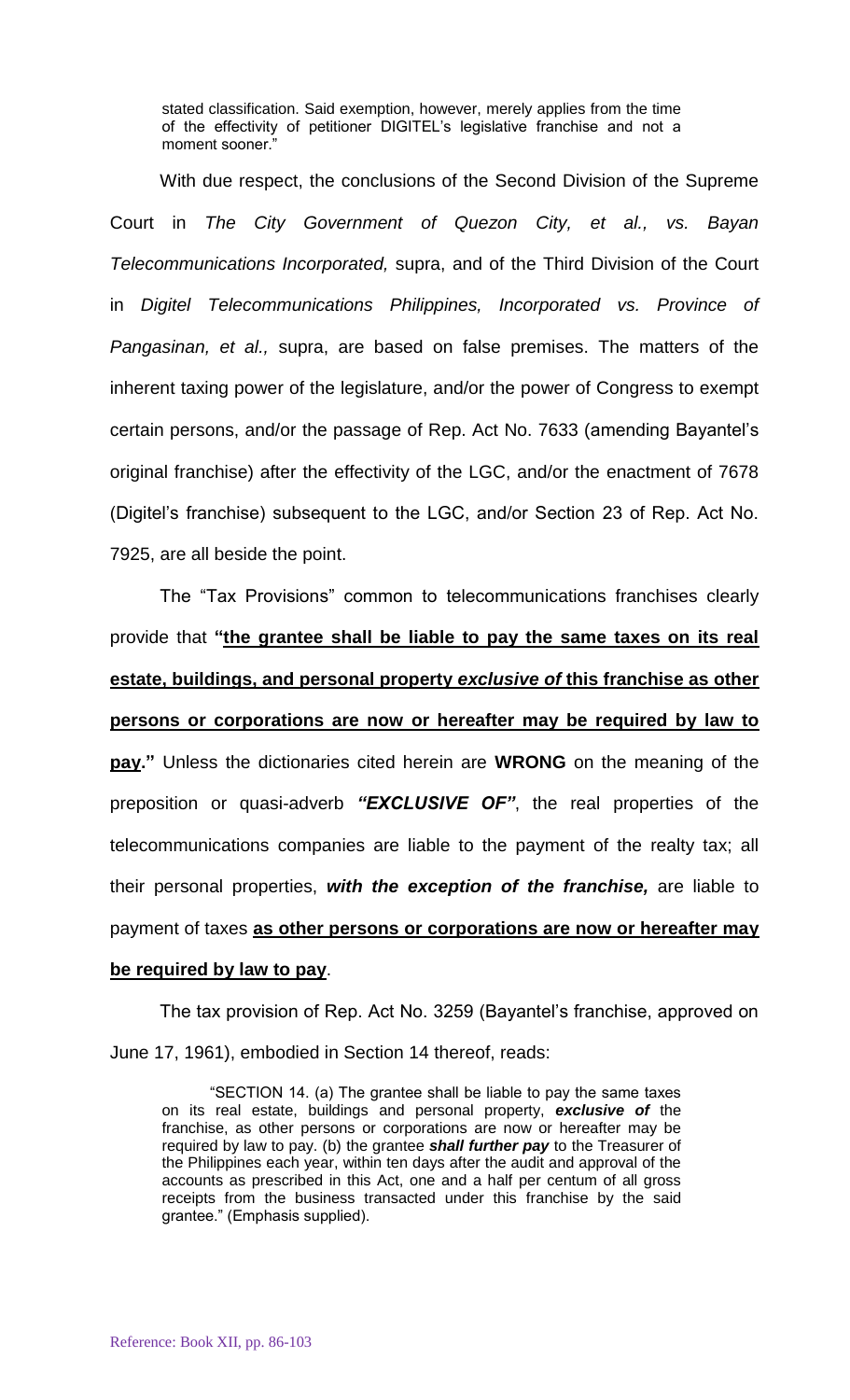stated classification. Said exemption, however, merely applies from the time of the effectivity of petitioner DIGITEL's legislative franchise and not a moment sooner."

With due respect, the conclusions of the Second Division of the Supreme Court in *The City Government of Quezon City, et al., vs. Bayan Telecommunications Incorporated,* supra, and of the Third Division of the Court in *Digitel Telecommunications Philippines, Incorporated vs. Province of Pangasinan, et al.,* supra, are based on false premises. The matters of the inherent taxing power of the legislature, and/or the power of Congress to exempt certain persons, and/or the passage of Rep. Act No. 7633 (amending Bayantel's original franchise) after the effectivity of the LGC, and/or the enactment of 7678 (Digitel's franchise) subsequent to the LGC, and/or Section 23 of Rep. Act No. 7925, are all beside the point.

The "Tax Provisions" common to telecommunications franchises clearly provide that **"the grantee shall be liable to pay the same taxes on its real estate, buildings, and personal property *exclusive of* this franchise as other persons or corporations are now or hereafter may be required by law to pay."** Unless the dictionaries cited herein are **WRONG** on the meaning of the preposition or quasi-adverb ***"EXCLUSIVE OF"***, the real properties of the telecommunications companies are liable to the payment of the realty tax; all their personal properties, ***with the exception of the franchise,*** are liable to payment of taxes **as other persons or corporations are now or hereafter may be required by law to pay**.

The tax provision of Rep. Act No. 3259 (Bayantel's franchise, approved on June 17, 1961), embodied in Section 14 thereof, reads:

> "SECTION 14. (a) The grantee shall be liable to pay the same taxes on its real estate, buildings and personal property, ***exclusive of*** the franchise, as other persons or corporations are now or hereafter may be required by law to pay. (b) the grantee ***shall further pay*** to the Treasurer of the Philippines each year, within ten days after the audit and approval of the accounts as prescribed in this Act, one and a half per centum of all gross receipts from the business transacted under this franchise by the said grantee." (Emphasis supplied).

Reference: Book XII, pp. 86-103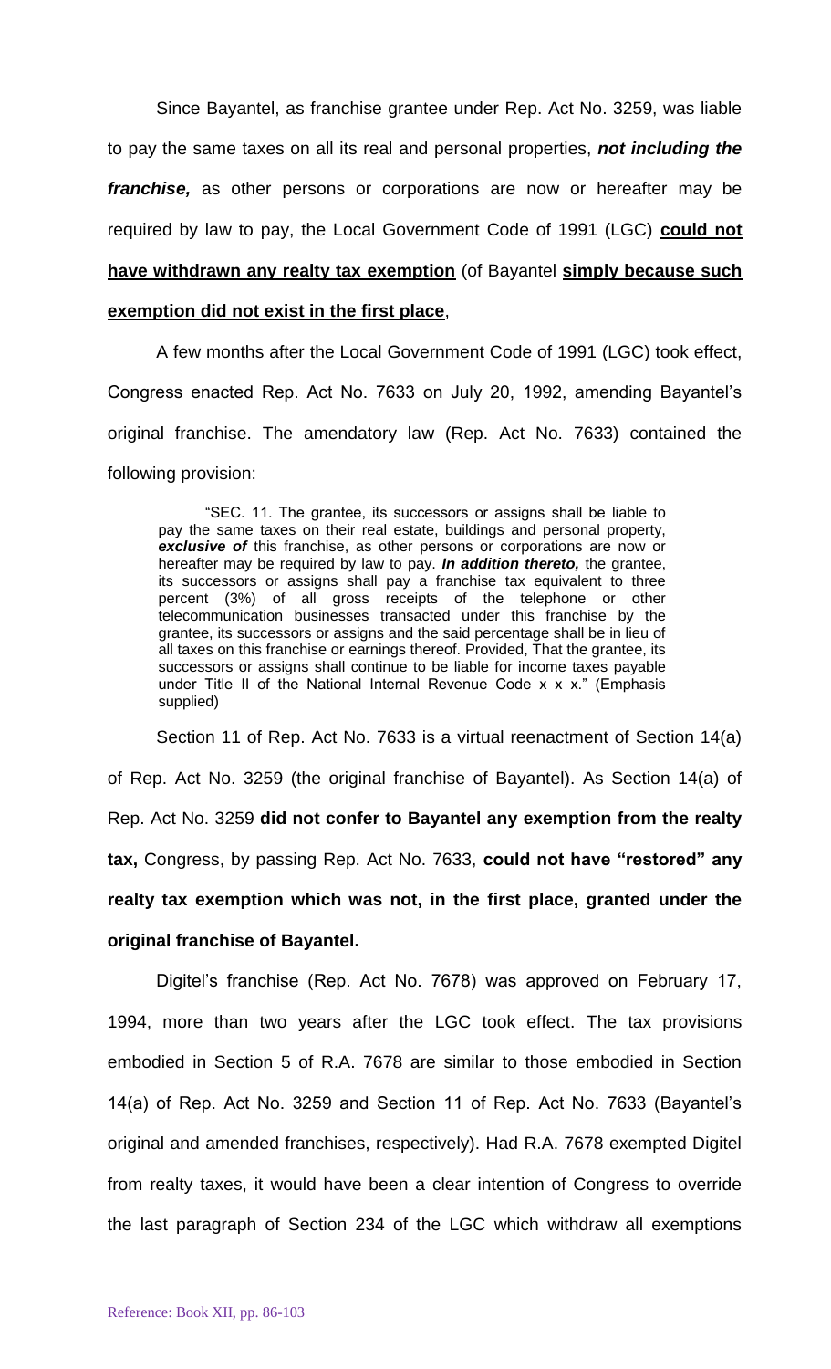Since Bayantel, as franchise grantee under Rep. Act No. 3259, was liable to pay the same taxes on all its real and personal properties, ***not including the franchise,*** as other persons or corporations are now or hereafter may be required by law to pay, the Local Government Code of 1991 (LGC) **<u>could not have withdrawn any realty tax exemption</u>** (of Bayantel **<u>simply because such exemption did not exist in the first place</u>**,

A few months after the Local Government Code of 1991 (LGC) took effect, Congress enacted Rep. Act No. 7633 on July 20, 1992, amending Bayantel's original franchise. The amendatory law (Rep. Act No. 7633) contained the following provision:

> "SEC. 11. The grantee, its successors or assigns shall be liable to pay the same taxes on their real estate, buildings and personal property, ***exclusive of*** this franchise, as other persons or corporations are now or hereafter may be required by law to pay. ***In addition thereto,*** the grantee, its successors or assigns shall pay a franchise tax equivalent to three percent (3%) of all gross receipts of the telephone or other telecommunication businesses transacted under this franchise by the grantee, its successors or assigns and the said percentage shall be in lieu of all taxes on this franchise or earnings thereof. Provided, That the grantee, its successors or assigns shall continue to be liable for income taxes payable under Title II of the National Internal Revenue Code x x x." (Emphasis supplied)

Section 11 of Rep. Act No. 7633 is a virtual reenactment of Section 14(a) of Rep. Act No. 3259 (the original franchise of Bayantel). As Section 14(a) of Rep. Act No. 3259 **did not confer to Bayantel any exemption from the realty tax,** Congress, by passing Rep. Act No. 7633, **could not have "restored" any realty tax exemption which was not, in the first place, granted under the original franchise of Bayantel.**

Digitel's franchise (Rep. Act No. 7678) was approved on February 17, 1994, more than two years after the LGC took effect. The tax provisions embodied in Section 5 of R.A. 7678 are similar to those embodied in Section 14(a) of Rep. Act No. 3259 and Section 11 of Rep. Act No. 7633 (Bayantel's original and amended franchises, respectively). Had R.A. 7678 exempted Digitel from realty taxes, it would have been a clear intention of Congress to override the last paragraph of Section 234 of the LGC which withdraw all exemptions

Reference: Book XII, pp. 86-103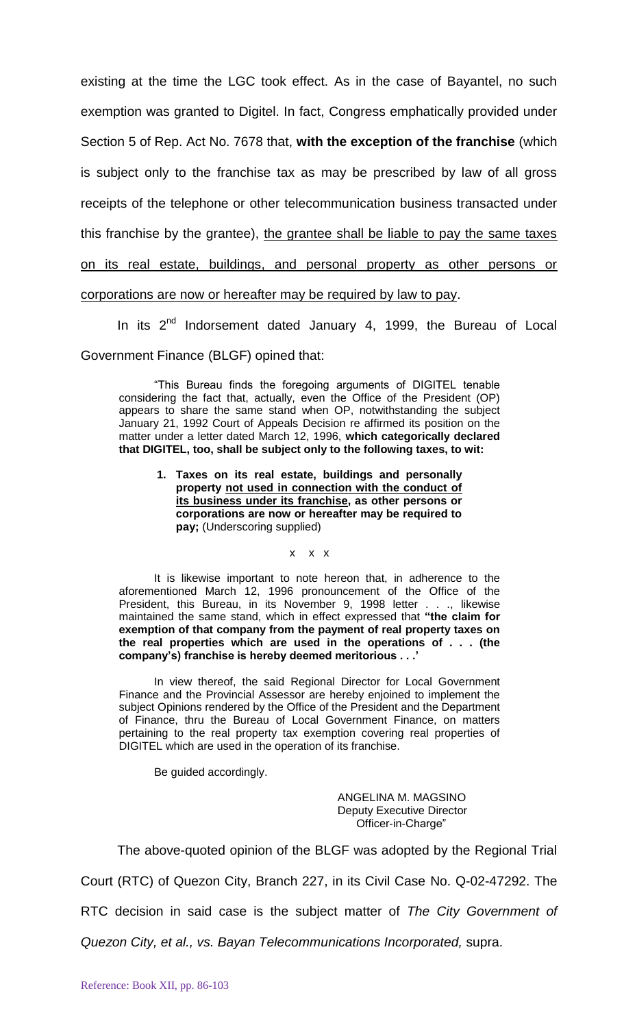existing at the time the LGC took effect. As in the case of Bayantel, no such exemption was granted to Digitel. In fact, Congress emphatically provided under Section 5 of Rep. Act No. 7678 that, **with the exception of the franchise** (which is subject only to the franchise tax as may be prescribed by law of all gross receipts of the telephone or other telecommunication business transacted under this franchise by the grantee), <u>the grantee shall be liable to pay the same taxes on its real estate, buildings, and personal property as other persons or corporations are now or hereafter may be required by law to pay</u>.

In its 2nd Indorsement dated January 4, 1999, the Bureau of Local Government Finance (BLGF) opined that:

> "This Bureau finds the foregoing arguments of DIGITEL tenable considering the fact that, actually, even the Office of the President (OP) appears to share the same stand when OP, notwithstanding the subject January 21, 1992 Court of Appeals Decision re affirmed its position on the matter under a letter dated March 12, 1996, **which categorically declared that DIGITEL, too, shall be subject only to the following taxes, to wit:**
>
> > 1. **Taxes on its real estate, buildings and personally property <u>not used in connection with the conduct of its business under its franchise</u>, as other persons or corporations are now or hereafter may be required to pay;** (Underscoring supplied)
>
> x x x
>
> It is likewise important to note hereon that, in adherence to the aforementioned March 12, 1996 pronouncement of the Office of the President, this Bureau, in its November 9, 1998 letter . . ., likewise maintained the same stand, which in effect expressed that **"the claim for exemption of that company from the payment of real property taxes on the real properties which are used in the operations of . . . (the company's) franchise is hereby deemed meritorious . . .'**
>
> In view thereof, the said Regional Director for Local Government Finance and the Provincial Assessor are hereby enjoined to implement the subject Opinions rendered by the Office of the President and the Department of Finance, thru the Bureau of Local Government Finance, on matters pertaining to the real property tax exemption covering real properties of DIGITEL which are used in the operation of its franchise.
>
> Be guided accordingly.
>
> ANGELINA M. MAGSINO
> Deputy Executive Director
> Officer-in-Charge"

The above-quoted opinion of the BLGF was adopted by the Regional Trial Court (RTC) of Quezon City, Branch 227, in its Civil Case No. Q-02-47292. The RTC decision in said case is the subject matter of *The City Government of Quezon City, et al., vs. Bayan Telecommunications Incorporated,* supra.

Reference: Book XII, pp. 86-103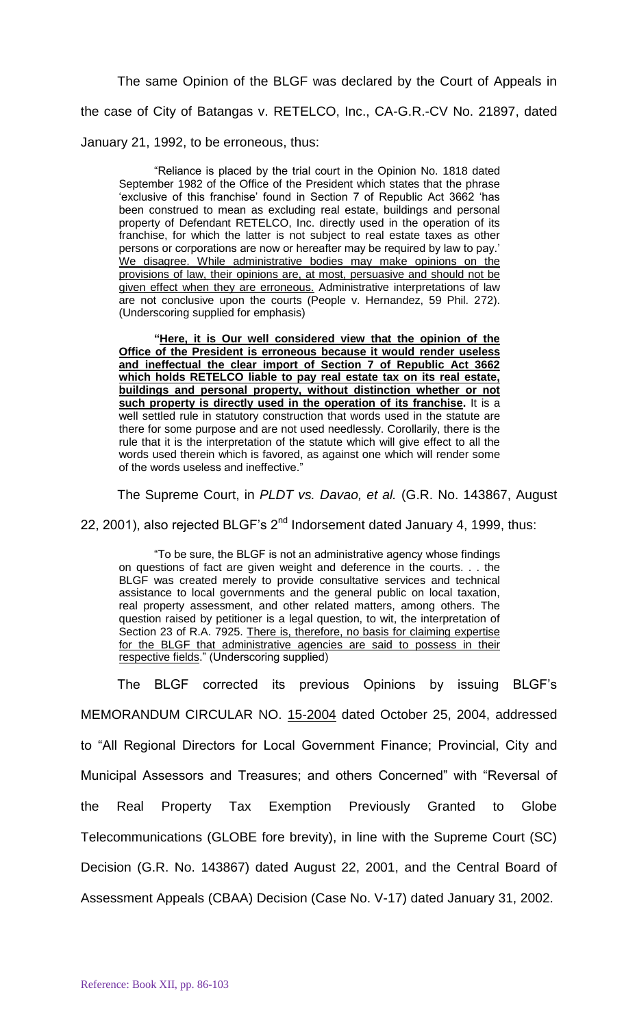The same Opinion of the BLGF was declared by the Court of Appeals in the case of City of Batangas v. RETELCO, Inc., CA-G.R.-CV No. 21897, dated January 21, 1992, to be erroneous, thus:

> "Reliance is placed by the trial court in the Opinion No. 1818 dated September 1982 of the Office of the President which states that the phrase 'exclusive of this franchise' found in Section 7 of Republic Act 3662 'has been construed to mean as excluding real estate, buildings and personal property of Defendant RETELCO, Inc. directly used in the operation of its franchise, for which the latter is not subject to real estate taxes as other persons or corporations are now or hereafter may be required by law to pay.' <u>We disagree. While administrative bodies may make opinions on the provisions of law, their opinions are, at most, persuasive and should not be given effect when they are erroneous.</u> Administrative interpretations of law are not conclusive upon the courts (People v. Hernandez, 59 Phil. 272). (Underscoring supplied for emphasis)
>
> **"<u>Here, it is Our well considered view that the opinion of the Office of the President is erroneous because it would render useless and ineffectual the clear import of Section 7 of Republic Act 3662 which holds RETELCO liable to pay real estate tax on its real estate, buildings and personal property, without distinction whether or not such property is directly used in the operation of its franchise</u>.** It is a well settled rule in statutory construction that words used in the statute are there for some purpose and are not used needlessly. Corollarily, there is the rule that it is the interpretation of the statute which will give effect to all the words used therein which is favored, as against one which will render some of the words useless and ineffective."

The Supreme Court, in *PLDT vs. Davao, et al.* (G.R. No. 143867, August 22, 2001), also rejected BLGF's 2nd Indorsement dated January 4, 1999, thus:

> "To be sure, the BLGF is not an administrative agency whose findings on questions of fact are given weight and deference in the courts. . . the BLGF was created merely to provide consultative services and technical assistance to local governments and the general public on local taxation, real property assessment, and other related matters, among others. The question raised by petitioner is a legal question, to wit, the interpretation of Section 23 of R.A. 7925. <u>There is, therefore, no basis for claiming expertise for the BLGF that administrative agencies are said to possess in their respective fields</u>." (Underscoring supplied)

The BLGF corrected its previous Opinions by issuing BLGF's MEMORANDUM CIRCULAR NO. <u>15-2004</u> dated October 25, 2004, addressed to "All Regional Directors for Local Government Finance; Provincial, City and Municipal Assessors and Treasures; and others Concerned" with "Reversal of the Real Property Tax Exemption Previously Granted to Globe Telecommunications (GLOBE fore brevity), in line with the Supreme Court (SC) Decision (G.R. No. 143867) dated August 22, 2001, and the Central Board of Assessment Appeals (CBAA) Decision (Case No. V-17) dated January 31, 2002.

Reference: Book XII, pp. 86-103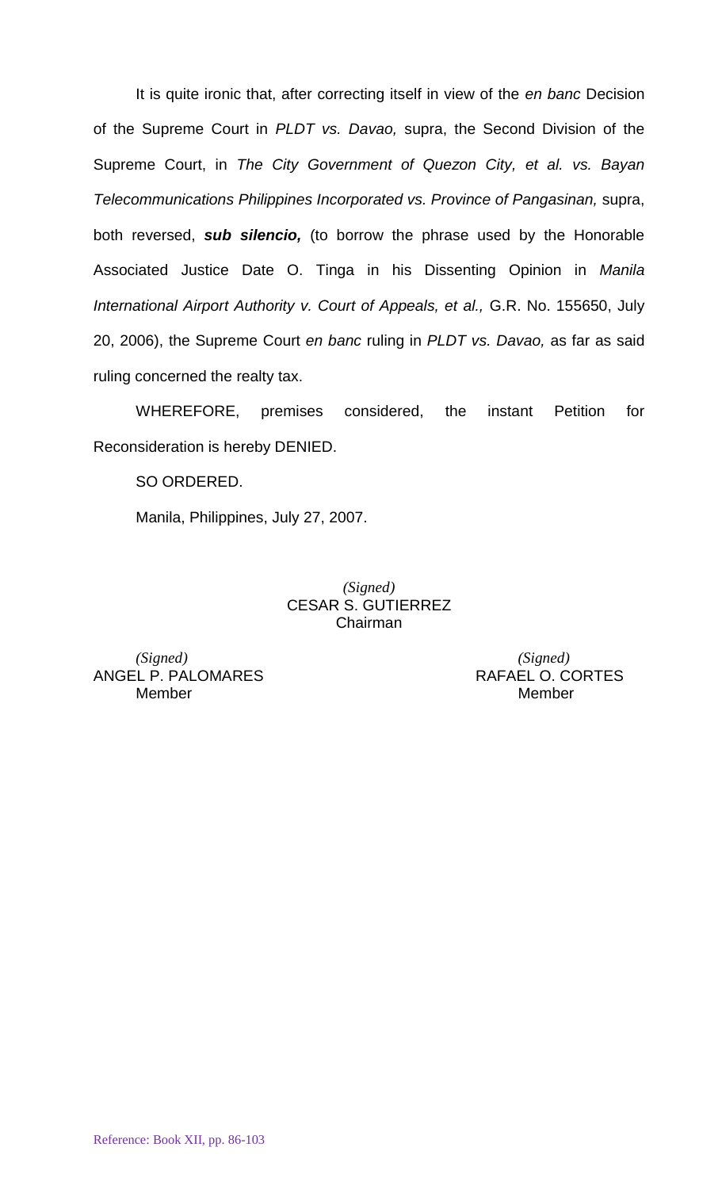It is quite ironic that, after correcting itself in view of the *en banc* Decision of the Supreme Court in *PLDT vs. Davao,* supra, the Second Division of the Supreme Court, in *The City Government of Quezon City, et al. vs. Bayan Telecommunications Philippines Incorporated vs. Province of Pangasinan,* supra, both reversed, ***sub silencio,*** (to borrow the phrase used by the Honorable Associated Justice Date O. Tinga in his Dissenting Opinion in *Manila International Airport Authority v. Court of Appeals, et al.,* G.R. No. 155650, July 20, 2006), the Supreme Court *en banc* ruling in *PLDT vs. Davao,* as far as said ruling concerned the realty tax.

WHEREFORE, premises considered, the instant Petition for Reconsideration is hereby DENIED.

SO ORDERED.

Manila, Philippines, July 27, 2007.

*(Signed)*
CESAR S. GUTIERREZ
Chairman

*(Signed)*
ANGEL P. PALOMARES
Member

*(Signed)*
RAFAEL O. CORTES
Member

Reference: Book XII, pp. 86-103